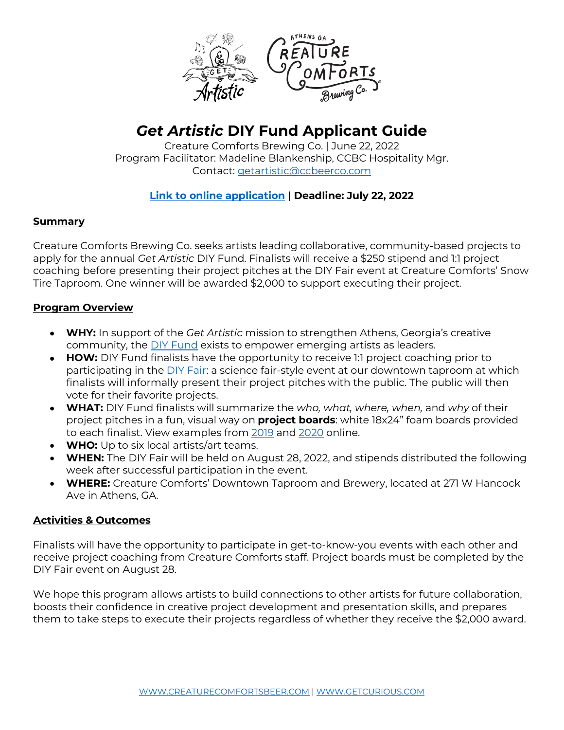# *Get Artistic* DIY Fund Applicant Guide

Creature Comforts Brewing Co. | June 22, 2022
Program Facilitator: Madeline Blankenship, CCBC Hospitality Mgr.
Contact: getartistic@ccbeerco.com

**Link to online application | Deadline: July 22, 2022**

## Summary

Creature Comforts Brewing Co. seeks artists leading collaborative, community-based projects to apply for the annual *Get Artistic* DIY Fund. Finalists will receive a $250 stipend and 1:1 project coaching before presenting their project pitches at the DIY Fair event at Creature Comforts' Snow Tire Taproom. One winner will be awarded $2,000 to support executing their project.

## Program Overview

- **WHY:** In support of the *Get Artistic* mission to strengthen Athens, Georgia's creative community, the DIY Fund exists to empower emerging artists as leaders.
- **HOW:** DIY Fund finalists have the opportunity to receive 1:1 project coaching prior to participating in the DIY Fair: a science fair-style event at our downtown taproom at which finalists will informally present their project pitches with the public. The public will then vote for their favorite projects.
- **WHAT:** DIY Fund finalists will summarize the *who, what, where, when,* and *why* of their project pitches in a fun, visual way on **project boards**: white 18x24" foam boards provided to each finalist. View examples from 2019 and 2020 online.
- **WHO:** Up to six local artists/art teams.
- **WHEN:** The DIY Fair will be held on August 28, 2022, and stipends distributed the following week after successful participation in the event.
- **WHERE:** Creature Comforts' Downtown Taproom and Brewery, located at 271 W Hancock Ave in Athens, GA.

## Activities & Outcomes

Finalists will have the opportunity to participate in get-to-know-you events with each other and receive project coaching from Creature Comforts staff. Project boards must be completed by the DIY Fair event on August 28.

We hope this program allows artists to build connections to other artists for future collaboration, boosts their confidence in creative project development and presentation skills, and prepares them to take steps to execute their projects regardless of whether they receive the $2,000 award.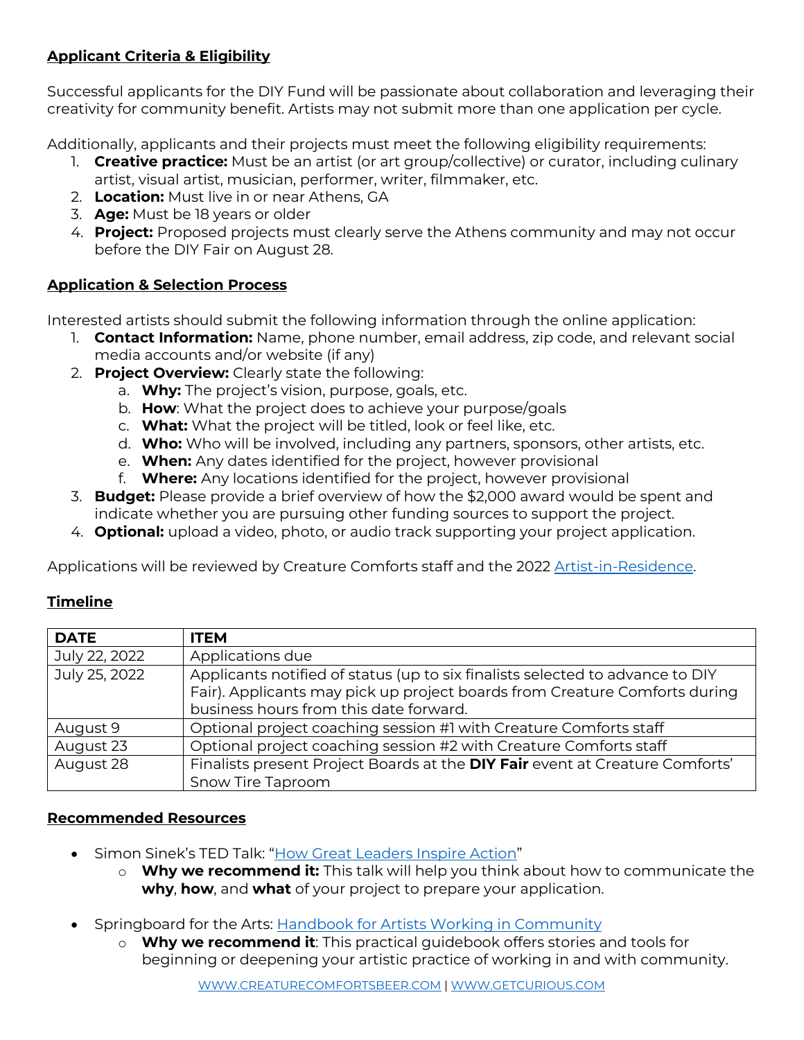**Applicant Criteria & Eligibility**

Successful applicants for the DIY Fund will be passionate about collaboration and leveraging their creativity for community benefit. Artists may not submit more than one application per cycle.

Additionally, applicants and their projects must meet the following eligibility requirements:

1. **Creative practice:** Must be an artist (or art group/collective) or curator, including culinary artist, visual artist, musician, performer, writer, filmmaker, etc.
2. **Location:** Must live in or near Athens, GA
3. **Age:** Must be 18 years or older
4. **Project:** Proposed projects must clearly serve the Athens community and may not occur before the DIY Fair on August 28.

**Application & Selection Process**

Interested artists should submit the following information through the online application:

1. **Contact Information:** Name, phone number, email address, zip code, and relevant social media accounts and/or website (if any)
2. **Project Overview:** Clearly state the following:
   a. **Why:** The project's vision, purpose, goals, etc.
   b. **How**: What the project does to achieve your purpose/goals
   c. **What:** What the project will be titled, look or feel like, etc.
   d. **Who:** Who will be involved, including any partners, sponsors, other artists, etc.
   e. **When:** Any dates identified for the project, however provisional
   f. **Where:** Any locations identified for the project, however provisional
3. **Budget:** Please provide a brief overview of how the $2,000 award would be spent and indicate whether you are pursuing other funding sources to support the project.
4. **Optional:** upload a video, photo, or audio track supporting your project application.

Applications will be reviewed by Creature Comforts staff and the 2022 Artist-in-Residence.

**Timeline**

| DATE | ITEM |
|---|---|
| July 22, 2022 | Applications due |
| July 25, 2022 | Applicants notified of status (up to six finalists selected to advance to DIY Fair). Applicants may pick up project boards from Creature Comforts during business hours from this date forward. |
| August 9 | Optional project coaching session #1 with Creature Comforts staff |
| August 23 | Optional project coaching session #2 with Creature Comforts staff |
| August 28 | Finalists present Project Boards at the **DIY Fair** event at Creature Comforts' Snow Tire Taproom |

**Recommended Resources**

- Simon Sinek's TED Talk: "How Great Leaders Inspire Action"
  - **Why we recommend it:** This talk will help you think about how to communicate the **why**, **how**, and **what** of your project to prepare your application.
- Springboard for the Arts: Handbook for Artists Working in Community
  - **Why we recommend it**: This practical guidebook offers stories and tools for beginning or deepening your artistic practice of working in and with community.

WWW.CREATURECOMFORTSBEER.COM | WWW.GETCURIOUS.COM